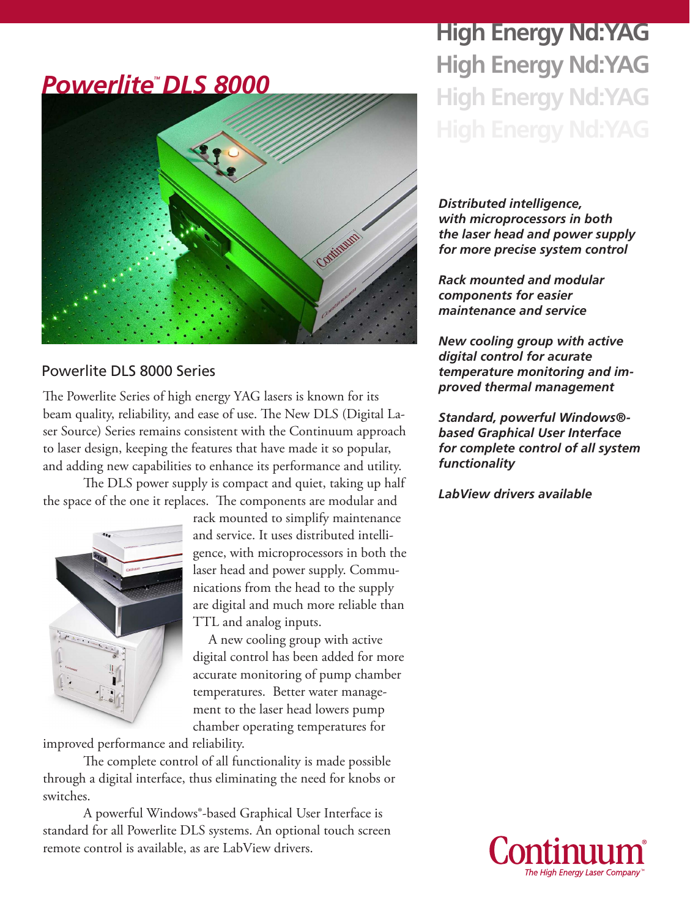# Powerlite™ DLS 8000

## High Energy Nd:YAG

## Powerlite DLS 8000 Series

The Powerlite Series of high energy YAG lasers is known for its beam quality, reliability, and ease of use. The New DLS (Digital Laser Source) Series remains consistent with the Continuum approach to laser design, keeping the features that have made it so popular, and adding new capabilities to enhance its performance and utility.

The DLS power supply is compact and quiet, taking up half the space of the one it replaces. The components are modular and rack mounted to simplify maintenance and service. It uses distributed intelligence, with microprocessors in both the laser head and power supply. Communications from the head to the supply are digital and much more reliable than TTL and analog inputs.

A new cooling group with active digital control has been added for more accurate monitoring of pump chamber temperatures. Better water management to the laser head lowers pump chamber operating temperatures for improved performance and reliability.

The complete control of all functionality is made possible through a digital interface, thus eliminating the need for knobs or switches.

A powerful Windows®-based Graphical User Interface is standard for all Powerlite DLS systems. An optional touch screen remote control is available, as are LabView drivers.

***Distributed intelligence, with microprocessors in both the laser head and power supply for more precise system control***

***Rack mounted and modular components for easier maintenance and service***

***New cooling group with active digital control for acurate temperature monitoring and improved thermal management***

***Standard, powerful Windows®-based Graphical User Interface for complete control of all system functionality***

***LabView drivers available***

**Continuum®**
*The High Energy Laser Company™*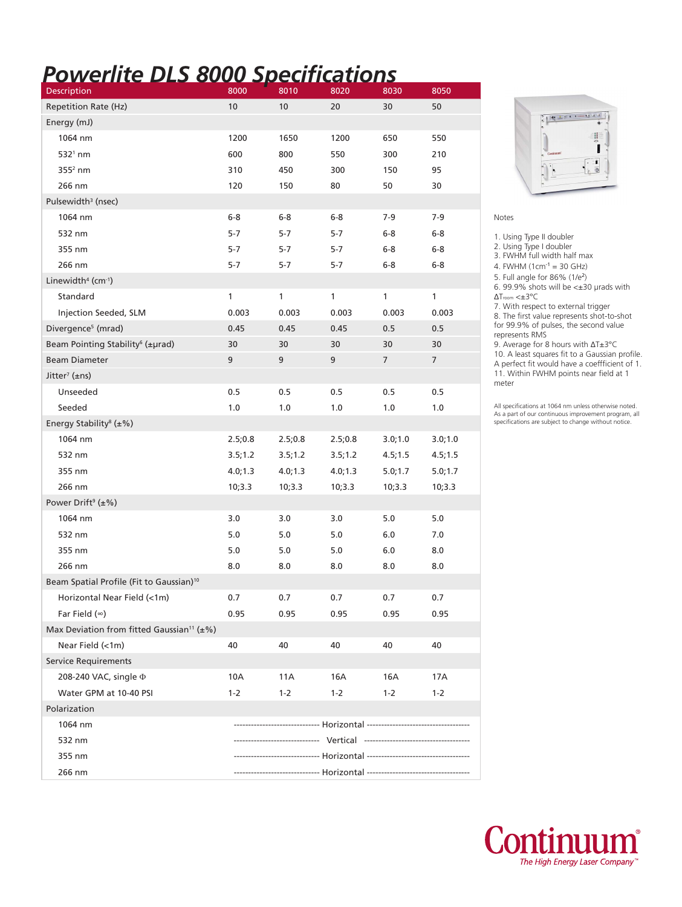# Powerlite DLS 8000 Specifications

| Description | 8000 | 8010 | 8020 | 8030 | 8050 |
|---|---|---|---|---|---|
| Repetition Rate (Hz) | 10 | 10 | 20 | 30 | 50 |
| Energy (mJ) | | | | | |
| 1064 nm | 1200 | 1650 | 1200 | 650 | 550 |
| 532[1] nm | 600 | 800 | 550 | 300 | 210 |
| 355[2] nm | 310 | 450 | 300 | 150 | 95 |
| 266 nm | 120 | 150 | 80 | 50 | 30 |
| Pulsewidth[3] (nsec) | | | | | |
| 1064 nm | 6-8 | 6-8 | 6-8 | 7-9 | 7-9 |
| 532 nm | 5-7 | 5-7 | 5-7 | 6-8 | 6-8 |
| 355 nm | 5-7 | 5-7 | 5-7 | 6-8 | 6-8 |
| 266 nm | 5-7 | 5-7 | 5-7 | 6-8 | 6-8 |
| Linewidth[4] ($cm^{-1}$) | | | | | |
| Standard | 1 | 1 | 1 | 1 | 1 |
| Injection Seeded, SLM | 0.003 | 0.003 | 0.003 | 0.003 | 0.003 |
| Divergence[5] (mrad) | 0.45 | 0.45 | 0.45 | 0.5 | 0.5 |
| Beam Pointing Stability[6] (±μrad) | 30 | 30 | 30 | 30 | 30 |
| Beam Diameter | 9 | 9 | 9 | 7 | 7 |
| Jitter[7] (±ns) | | | | | |
| Unseeded | 0.5 | 0.5 | 0.5 | 0.5 | 0.5 |
| Seeded | 1.0 | 1.0 | 1.0 | 1.0 | 1.0 |
| Energy Stability[8] (±%) | | | | | |
| 1064 nm | 2.5;0.8 | 2.5;0.8 | 2.5;0.8 | 3.0;1.0 | 3.0;1.0 |
| 532 nm | 3.5;1.2 | 3.5;1.2 | 3.5;1.2 | 4.5;1.5 | 4.5;1.5 |
| 355 nm | 4.0;1.3 | 4.0;1.3 | 4.0;1.3 | 5.0;1.7 | 5.0;1.7 |
| 266 nm | 10;3.3 | 10;3.3 | 10;3.3 | 10;3.3 | 10;3.3 |
| Power Drift[9] (±%) | | | | | |
| 1064 nm | 3.0 | 3.0 | 3.0 | 5.0 | 5.0 |
| 532 nm | 5.0 | 5.0 | 5.0 | 6.0 | 7.0 |
| 355 nm | 5.0 | 5.0 | 5.0 | 6.0 | 8.0 |
| 266 nm | 8.0 | 8.0 | 8.0 | 8.0 | 8.0 |
| Beam Spatial Profile (Fit to Gaussian)[10] | | | | | |
| Horizontal Near Field (<1m) | 0.7 | 0.7 | 0.7 | 0.7 | 0.7 |
| Far Field (∞) | 0.95 | 0.95 | 0.95 | 0.95 | 0.95 |
| Max Deviation from fitted Gaussian[11] (±%) | | | | | |
| Near Field (<1m) | 40 | 40 | 40 | 40 | 40 |
| Service Requirements | | | | | |
| 208-240 VAC, single Φ | 10A | 11A | 16A | 16A | 17A |
| Water GPM at 10-40 PSI | 1-2 | 1-2 | 1-2 | 1-2 | 1-2 |
| Polarization | | | | | |
| 1064 nm | Horizontal | | | | |
| 532 nm | Vertical | | | | |
| 355 nm | Horizontal | | | | |
| 266 nm | Horizontal | | | | |

Notes

1. Using Type II doubler
2. Using Type I doubler
3. FWHM full width half max
4. FWHM ($1cm^{-1}$ = 30 GHz)
5. Full angle for 86% ($1/e^2$)
6. 99.9% shots will be <±30 μrads with $\Delta T_{room}$ <±3°C
7. With respect to external trigger
8. The first value represents shot-to-shot for 99.9% of pulses, the second value represents RMS
9. Average for 8 hours with ΔT±3°C
10. A least squares fit to a Gaussian profile. A perfect fit would have a coeffficient of 1.
11. Within FWHM points near field at 1 meter

All specifications at 1064 nm unless otherwise noted. As a part of our continuous improvement program, all specifications are subject to change without notice.

Continuum®
*The High Energy Laser Company™*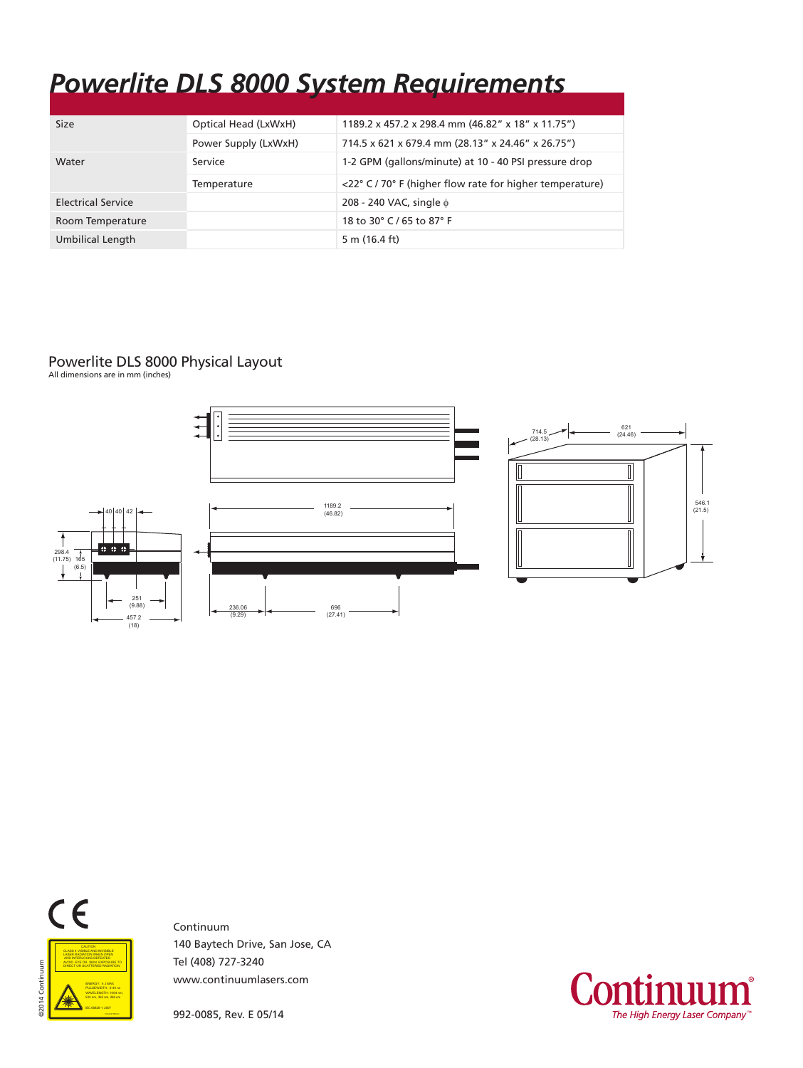# Powerlite DLS 8000 System Requirements

| | | |
|---|---|---|
| Size | Optical Head (LxWxH) | 1189.2 x 457.2 x 298.4 mm (46.82" x 18" x 11.75") |
| | Power Supply (LxWxH) | 714.5 x 621 x 679.4 mm (28.13" x 24.46" x 26.75") |
| Water | Service | 1-2 GPM (gallons/minute) at 10 - 40 PSI pressure drop |
| | Temperature | <22° C / 70° F (higher flow rate for higher temperature) |
| Electrical Service | | 208 - 240 VAC, single ϕ |
| Room Temperature | | 18 to 30° C / 65 to 87° F |
| Umbilical Length | | 5 m (16.4 ft) |

## Powerlite DLS 8000 Physical Layout

All dimensions are in mm (inches)

40 40 42
298.4
(11.75)
165
(6.5)
251
(9.88)
457.2
(18)
1189.2
(46.82)
236.06
(9.29)
696
(27.41)
714.5
(28.13)
621
(24.46)
546.1
(21.5)

Continuum
140 Baytech Drive, San Jose, CA
Tel (408) 727-3240
www.continuumlasers.com

992-0085, Rev. E 05/14

©2014 Continuum

Continuum®
The High Energy Laser Company™